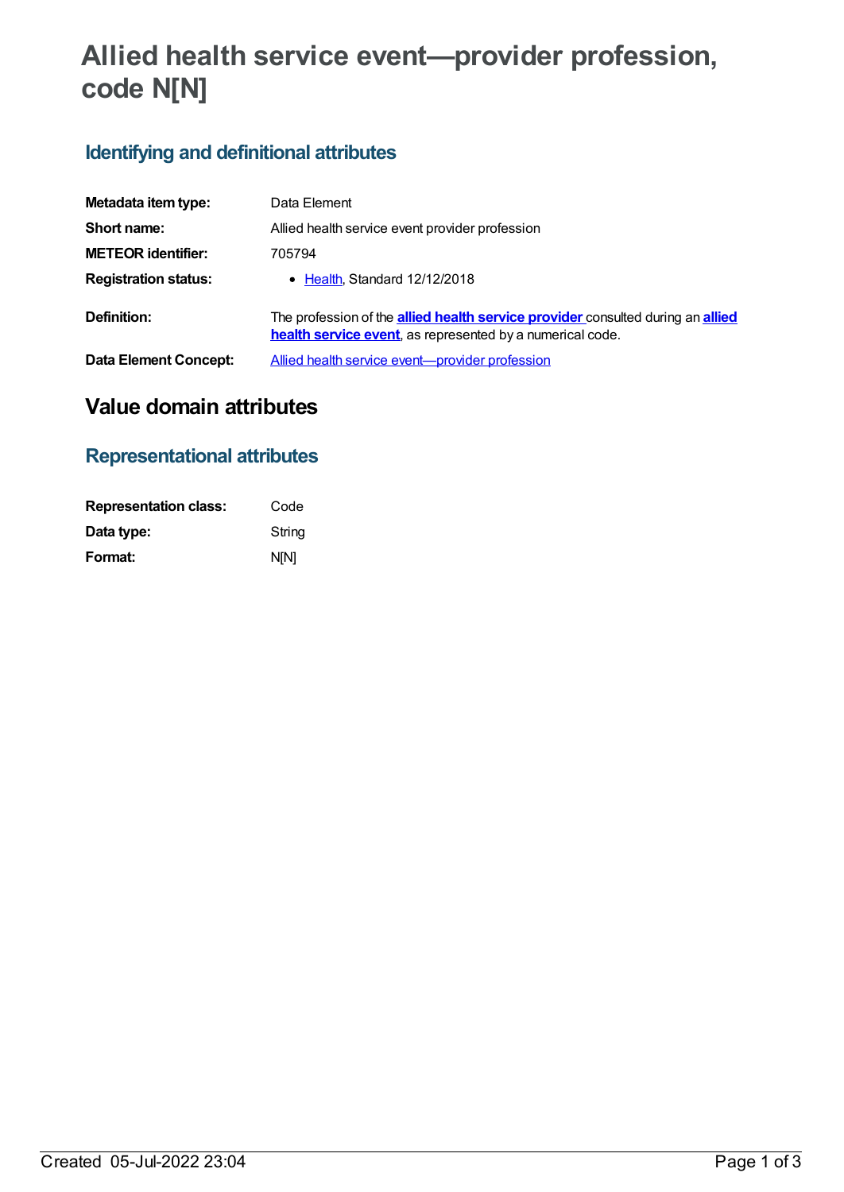# Allied health service event—provider profession, code N[N]

## Identifying and definitional attributes

| | |
|---|---|
| **Metadata item type:** | Data Element |
| **Short name:** | Allied health service event provider profession |
| **METEOR identifier:** | 705794 |
| **Registration status:** | • Health, Standard 12/12/2018 |
| **Definition:** | The profession of the **allied health service provider** consulted during an **allied health service event**, as represented by a numerical code. |
| **Data Element Concept:** | Allied health service event—provider profession |

# Value domain attributes

## Representational attributes

| | |
|---|---|
| **Representation class:** | Code |
| **Data type:** | String |
| **Format:** | N[N] |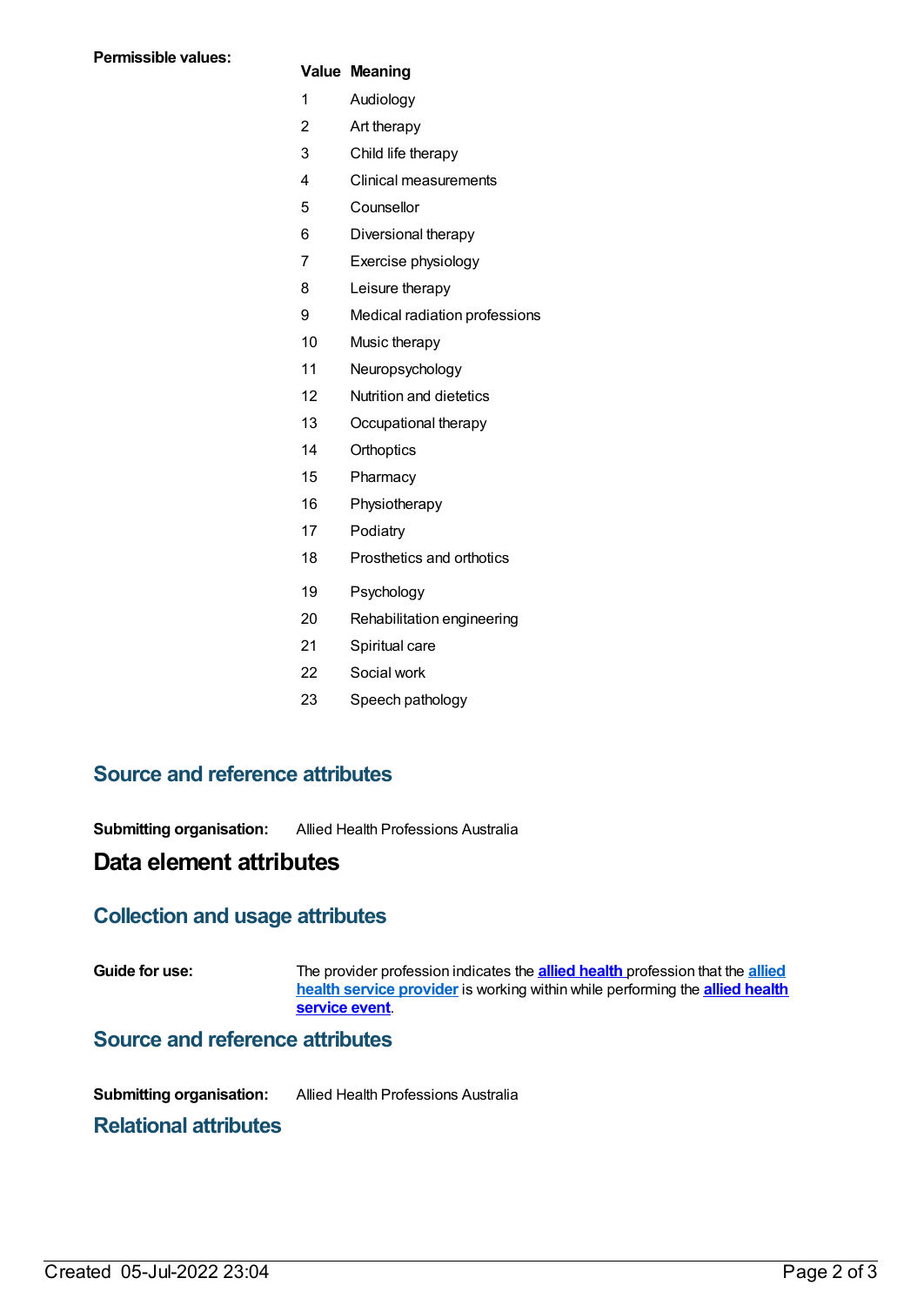**Permissible values:**

| Value | Meaning |
|---|---|
| 1 | Audiology |
| 2 | Art therapy |
| 3 | Child life therapy |
| 4 | Clinical measurements |
| 5 | Counsellor |
| 6 | Diversional therapy |
| 7 | Exercise physiology |
| 8 | Leisure therapy |
| 9 | Medical radiation professions |
| 10 | Music therapy |
| 11 | Neuropsychology |
| 12 | Nutrition and dietetics |
| 13 | Occupational therapy |
| 14 | Orthoptics |
| 15 | Pharmacy |
| 16 | Physiotherapy |
| 17 | Podiatry |
| 18 | Prosthetics and orthotics |
| 19 | Psychology |
| 20 | Rehabilitation engineering |
| 21 | Spiritual care |
| 22 | Social work |
| 23 | Speech pathology |

## Source and reference attributes

**Submitting organisation:** Allied Health Professions Australia

# Data element attributes

## Collection and usage attributes

**Guide for use:** The provider profession indicates the **allied health** profession that the **allied health service provider** is working within while performing the **allied health service event**.

## Source and reference attributes

**Submitting organisation:** Allied Health Professions Australia

## Relational attributes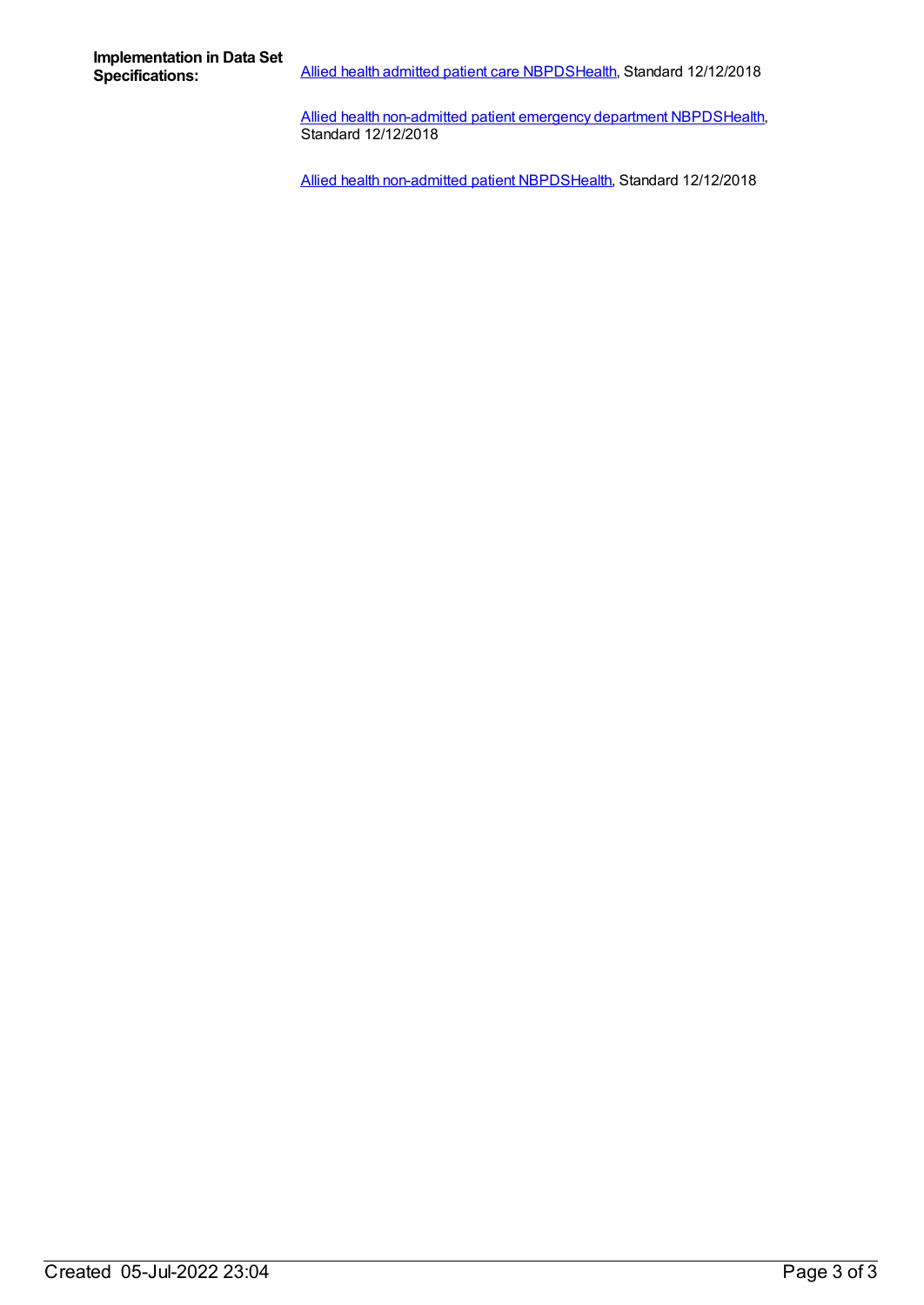**Implementation in Data Set Specifications:**

Allied health admitted patient care NBPDSHealth, Standard 12/12/2018

Allied health non-admitted patient emergency department NBPDSHealth, Standard 12/12/2018

Allied health non-admitted patient NBPDSHealth, Standard 12/12/2018